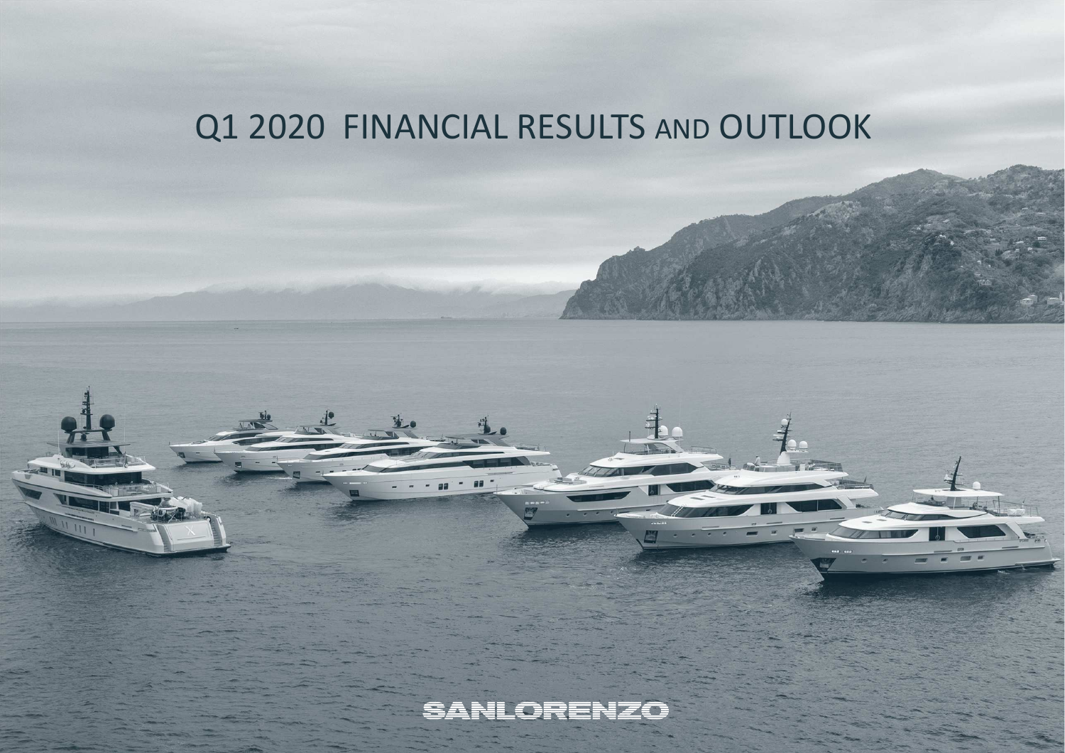# Q1 2020 FINANCIAL RESULTS AND OUTLOOK

SANLORENZO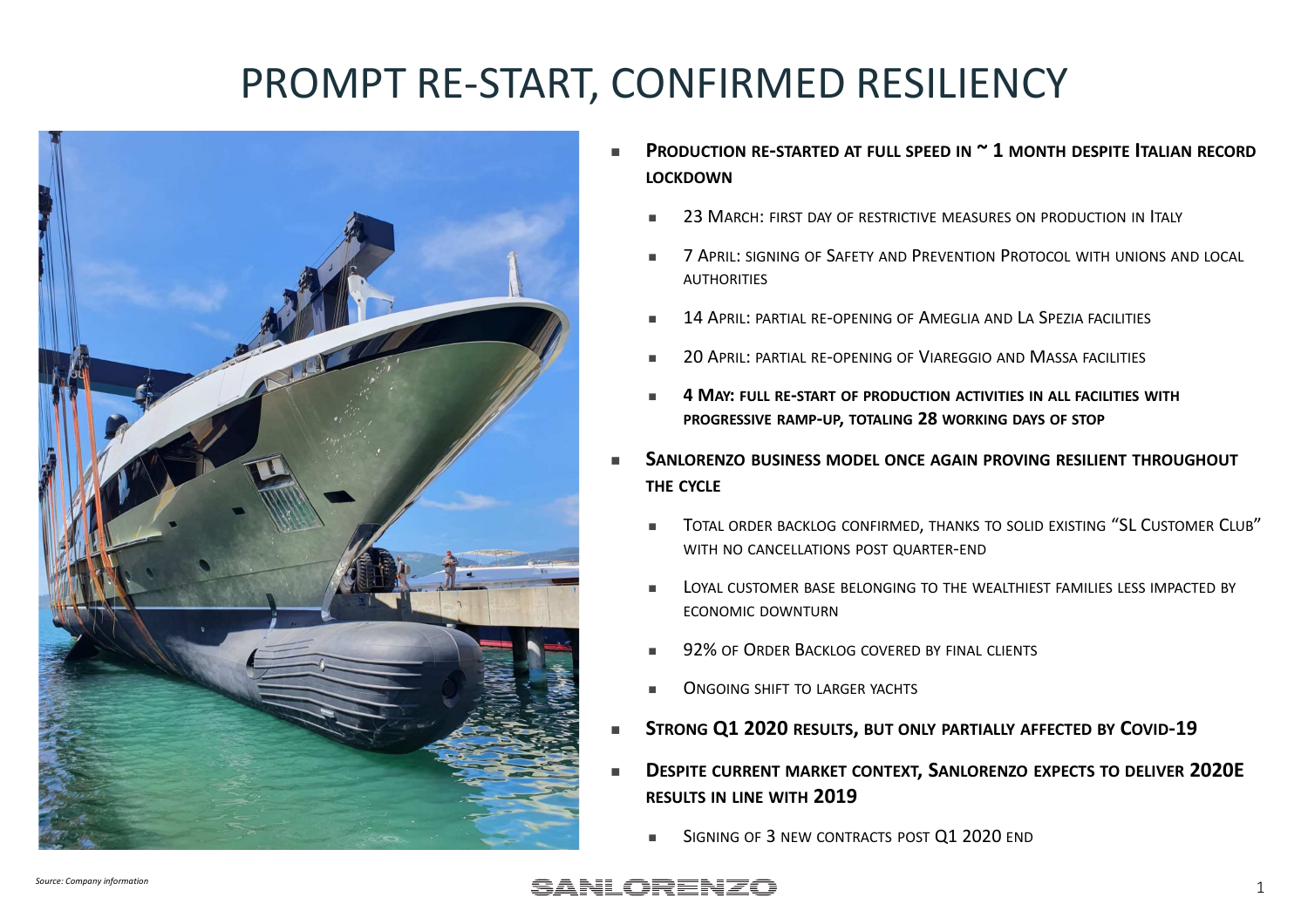# PROMPT RE-START, CONFIRMED RESILIENCY

- **PRODUCTION RE-STARTED AT FULL SPEED IN ~ 1 MONTH DESPITE ITALIAN RECORD LOCKDOWN**
  - 23 MARCH: FIRST DAY OF RESTRICTIVE MEASURES ON PRODUCTION IN ITALY
  - 7 APRIL: SIGNING OF SAFETY AND PREVENTION PROTOCOL WITH UNIONS AND LOCAL AUTHORITIES
  - 14 APRIL: PARTIAL RE-OPENING OF AMEGLIA AND LA SPEZIA FACILITIES
  - 20 APRIL: PARTIAL RE-OPENING OF VIAREGGIO AND MASSA FACILITIES
  - **4 MAY: FULL RE-START OF PRODUCTION ACTIVITIES IN ALL FACILITIES WITH PROGRESSIVE RAMP-UP, TOTALING 28 WORKING DAYS OF STOP**
- **SANLORENZO BUSINESS MODEL ONCE AGAIN PROVING RESILIENT THROUGHOUT THE CYCLE**
  - TOTAL ORDER BACKLOG CONFIRMED, THANKS TO SOLID EXISTING "SL CUSTOMER CLUB" WITH NO CANCELLATIONS POST QUARTER-END
  - LOYAL CUSTOMER BASE BELONGING TO THE WEALTHIEST FAMILIES LESS IMPACTED BY ECONOMIC DOWNTURN
  - 92% OF ORDER BACKLOG COVERED BY FINAL CLIENTS
  - ONGOING SHIFT TO LARGER YACHTS
- **STRONG Q1 2020 RESULTS, BUT ONLY PARTIALLY AFFECTED BY COVID-19**
- **DESPITE CURRENT MARKET CONTEXT, SANLORENZO EXPECTS TO DELIVER 2020E RESULTS IN LINE WITH 2019**
  - SIGNING OF 3 NEW CONTRACTS POST Q1 2020 END

*Source: Company information*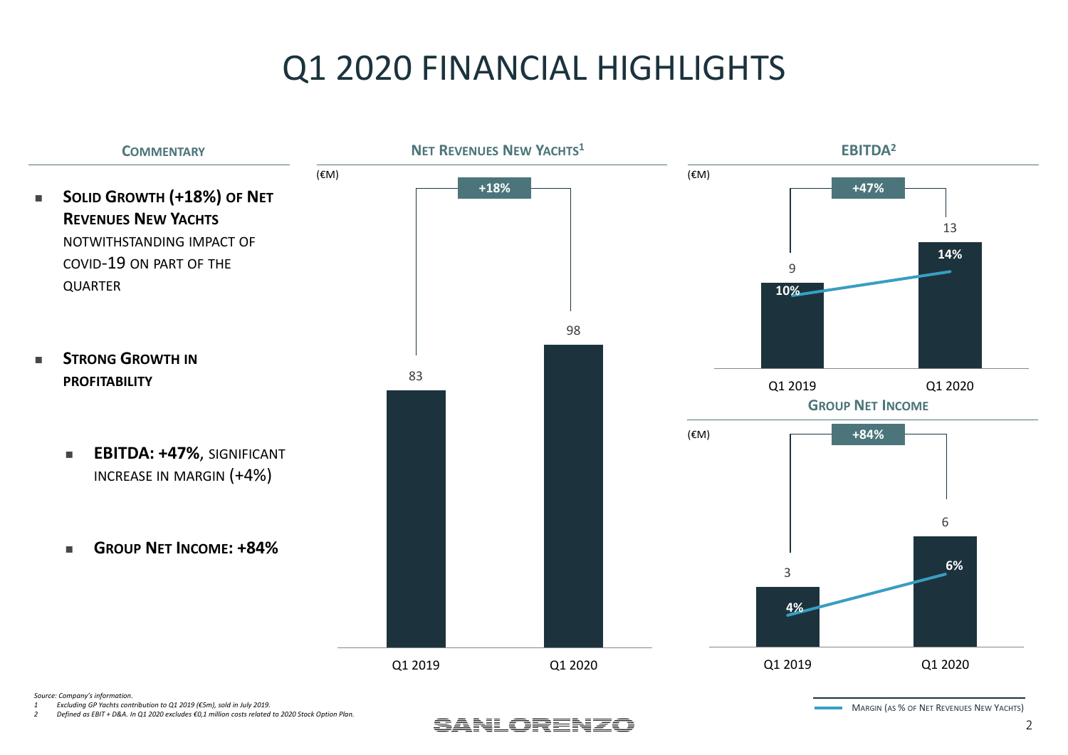# Q1 2020 FINANCIAL HIGHLIGHTS

## COMMENTARY

- **SOLID GROWTH (+18%) OF NET REVENUES NEW YACHTS** NOTWITHSTANDING IMPACT OF COVID-19 ON PART OF THE QUARTER
- **STRONG GROWTH IN PROFITABILITY**
  - **EBITDA: +47%**, SIGNIFICANT INCREASE IN MARGIN (+4%)
  - **GROUP NET INCOME: +84%**

## NET REVENUES NEW YACHTS[1]

(€M)

| | Q1 2019 | Q1 2020 |
|---|---|---|
| Net Revenues New Yachts | 83 | 98 |

+18%

## EBITDA[2]

(€M)

| | Q1 2019 | Q1 2020 |
|---|---|---|
| EBITDA | 9 | 13 |
| Margin | 10% | 14% |

+47%

## GROUP NET INCOME

(€M)

| | Q1 2019 | Q1 2020 |
|---|---|---|
| Group Net Income | 3 | 6 |
| Margin | 4% | 6% |

+84%

MARGIN (AS % OF NET REVENUES NEW YACHTS)

*Source: Company's information.*

*1 Excluding GP Yachts contribution to Q1 2019 (€5m), sold in July 2019.*

*2 Defined as EBIT + D&A. In Q1 2020 excludes €0,1 million costs related to 2020 Stock Option Plan.*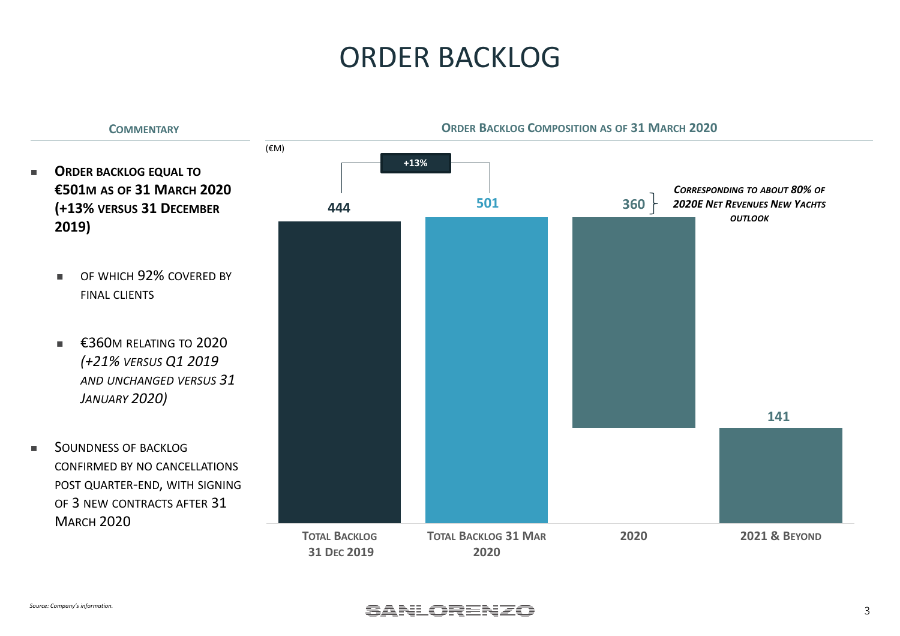# ORDER BACKLOG

## COMMENTARY

- **ORDER BACKLOG EQUAL TO €501M AS OF 31 MARCH 2020 (+13% VERSUS 31 DECEMBER 2019)**
  - OF WHICH 92% COVERED BY FINAL CLIENTS
  - €360M RELATING TO 2020 *(+21% VERSUS Q1 2019 AND UNCHANGED VERSUS 31 JANUARY 2020)*
- SOUNDNESS OF BACKLOG CONFIRMED BY NO CANCELLATIONS POST QUARTER-END, WITH SIGNING OF 3 NEW CONTRACTS AFTER 31 MARCH 2020

## ORDER BACKLOG COMPOSITION AS OF 31 MARCH 2020

(€M)

| Total Backlog 31 Dec 2019 | Total Backlog 31 Mar 2020 | 2020 | 2021 & Beyond |
|---|---|---|---|
| 444 | 501 | 360 | 141 |

+13% (Total Backlog 31 Dec 2019 vs. 31 Mar 2020)

*CORRESPONDING TO ABOUT 80% OF 2020E NET REVENUES NEW YACHTS OUTLOOK* (referring to 360)

*Source: Company's information.*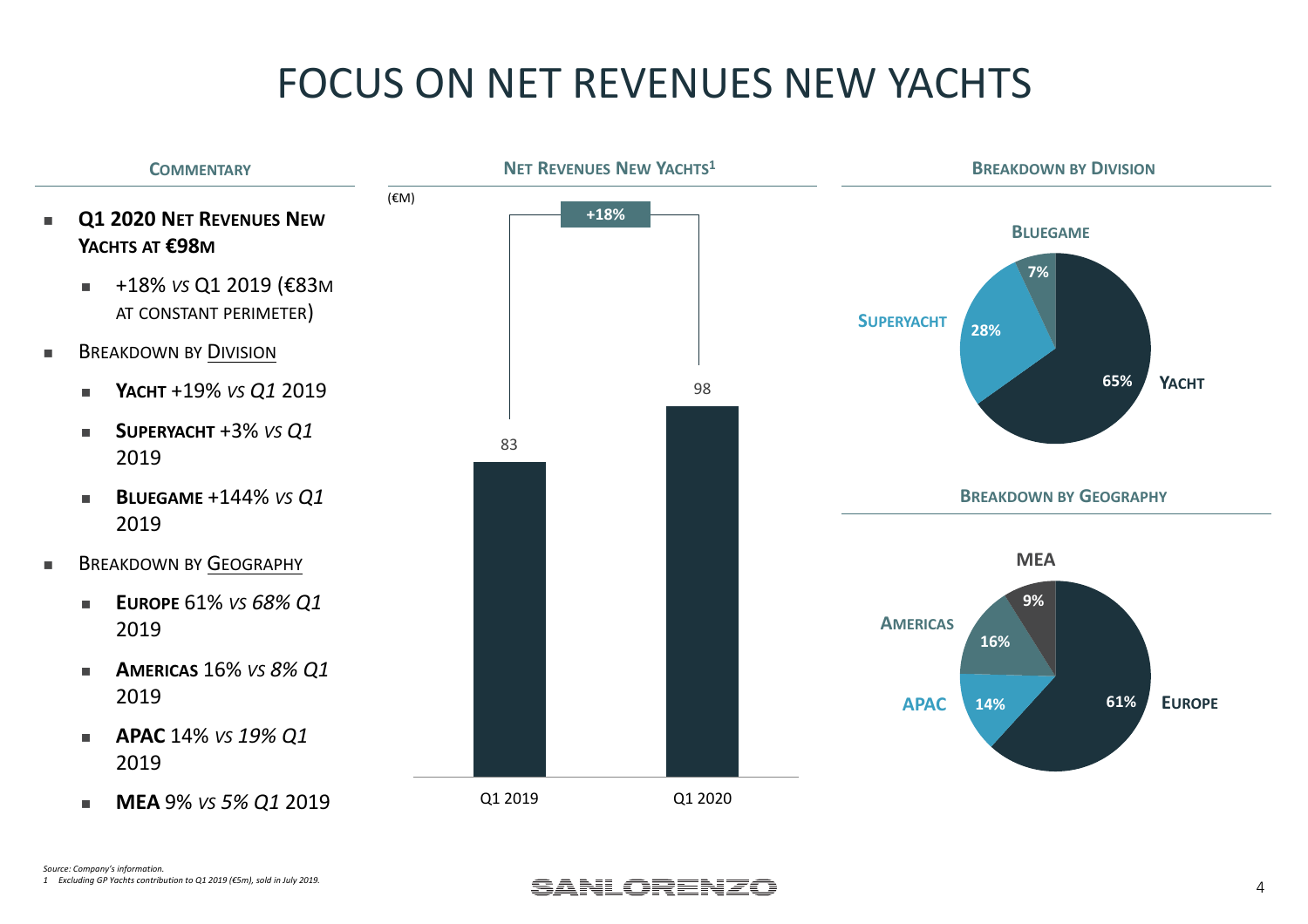# FOCUS ON NET REVENUES NEW YACHTS

## COMMENTARY

- **Q1 2020 NET REVENUES NEW YACHTS AT €98M**
  - +18% *VS* Q1 2019 (€83M AT CONSTANT PERIMETER)
- BREAKDOWN BY DIVISION
  - **YACHT** +19% *VS Q1* 2019
  - **SUPERYACHT** +3% *VS Q1* 2019
  - **BLUEGAME** +144% *VS Q1* 2019
- BREAKDOWN BY GEOGRAPHY
  - **EUROPE** 61% *VS 68% Q1* 2019
  - **AMERICAS** 16% *VS 8% Q1* 2019
  - **APAC** 14% *VS 19% Q1* 2019
  - **MEA** 9% *VS 5% Q1* 2019

## NET REVENUES NEW YACHTS[1]

(€M)

| | Q1 2019 | Q1 2020 |
|---|---|---|
| Net Revenues New Yachts | 83 | 98 |

+18%

## BREAKDOWN BY DIVISION

| Division | % |
|---|---|
| YACHT | 65% |
| SUPERYACHT | 28% |
| BLUEGAME | 7% |

## BREAKDOWN BY GEOGRAPHY

| Geography | % |
|---|---|
| EUROPE | 61% |
| AMERICAS | 16% |
| APAC | 14% |
| MEA | 9% |

*Source: Company's information.*

*1 Excluding GP Yachts contribution to Q1 2019 (€5m), sold in July 2019.*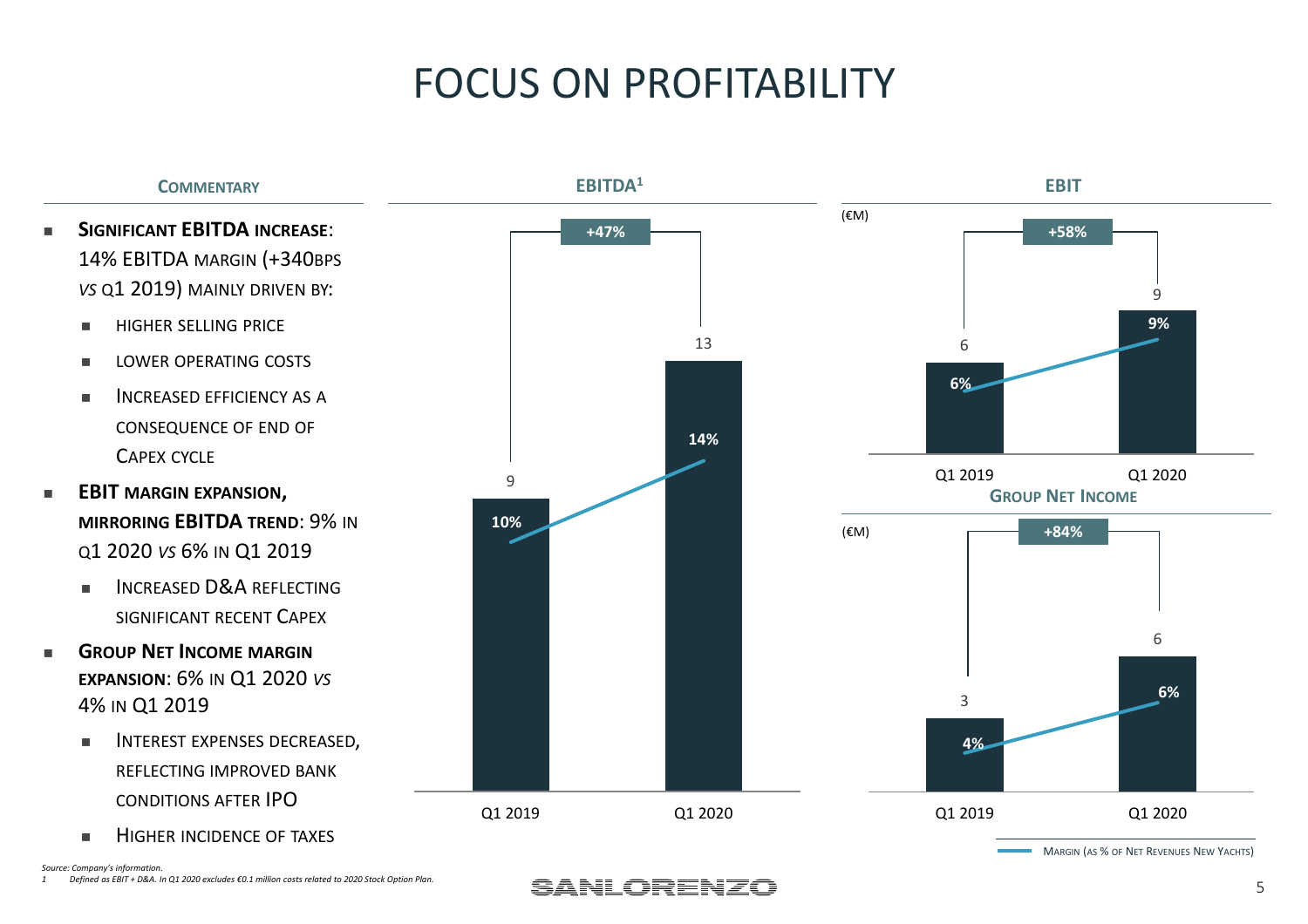# FOCUS ON PROFITABILITY

## Commentary

- **Significant EBITDA increase**: 14% EBITDA margin (+340bps *vs* Q1 2019) mainly driven by:
  - Higher selling price
  - Lower operating costs
  - Increased efficiency as a consequence of end of Capex cycle
- **EBIT margin expansion, mirroring EBITDA trend**: 9% in Q1 2020 *vs* 6% in Q1 2019
  - Increased D&A reflecting significant recent Capex
- **Group Net Income margin expansion**: 6% in Q1 2020 *vs* 4% in Q1 2019
  - Interest expenses decreased, reflecting improved bank conditions after IPO
  - Higher incidence of taxes

## EBITDA[1]

(€M)

| | Q1 2019 | Q1 2020 |
|---|---|---|
| EBITDA | 9 | 13 |
| Margin | 10% | 14% |
| Change | | +47% |

## EBIT

(€M)

| | Q1 2019 | Q1 2020 |
|---|---|---|
| EBIT | 6 | 9 |
| Margin | 6% | 9% |
| Change | | +58% |

## Group Net Income

(€M)

| | Q1 2019 | Q1 2020 |
|---|---|---|
| Group Net Income | 3 | 6 |
| Margin | 4% | 6% |
| Change | | +84% |

Margin (as % of Net Revenues New Yachts)

*Source: Company's information.*

1 *Defined as EBIT + D&A. In Q1 2020 excludes €0.1 million costs related to 2020 Stock Option Plan.*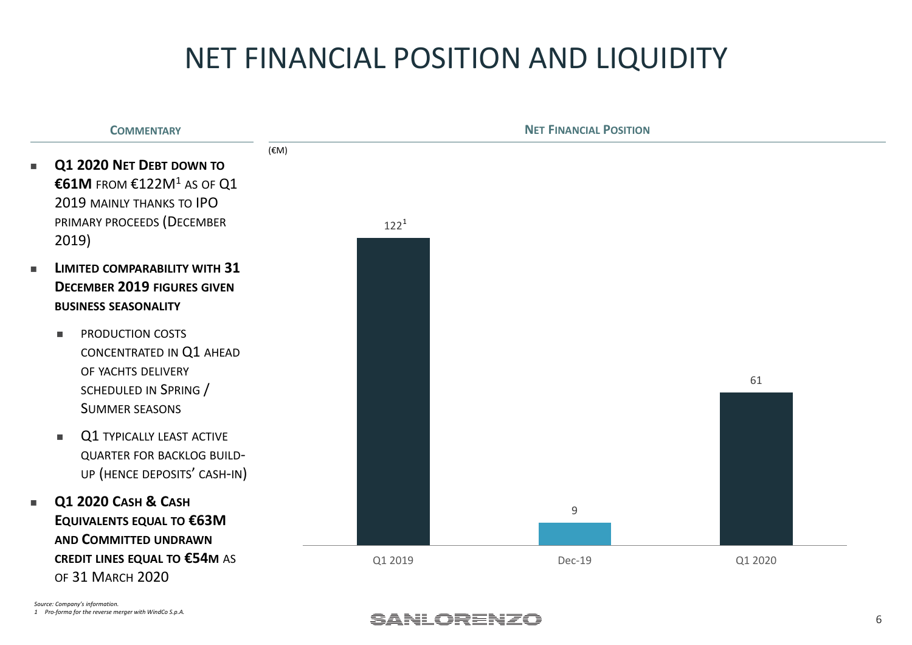# NET FINANCIAL POSITION AND LIQUIDITY

## COMMENTARY

- **Q1 2020 NET DEBT DOWN TO €61M** FROM €122M[1] AS OF Q1 2019 MAINLY THANKS TO IPO PRIMARY PROCEEDS (DECEMBER 2019)
- **LIMITED COMPARABILITY WITH 31 DECEMBER 2019 FIGURES GIVEN BUSINESS SEASONALITY**
  - PRODUCTION COSTS CONCENTRATED IN Q1 AHEAD OF YACHTS DELIVERY SCHEDULED IN SPRING / SUMMER SEASONS
  - Q1 TYPICALLY LEAST ACTIVE QUARTER FOR BACKLOG BUILD-UP (HENCE DEPOSITS' CASH-IN)
- **Q1 2020 CASH & CASH EQUIVALENTS EQUAL TO €63M AND COMMITTED UNDRAWN CREDIT LINES EQUAL TO €54M** AS OF 31 MARCH 2020

## NET FINANCIAL POSITION

(€M)

| | Q1 2019 | Dec-19 | Q1 2020 |
|---|---|---|---|
| Net Financial Position | 122[1] | 9 | 61 |

*Source: Company's information.*

*1 Pro-forma for the reverse merger with WindCo S.p.A.*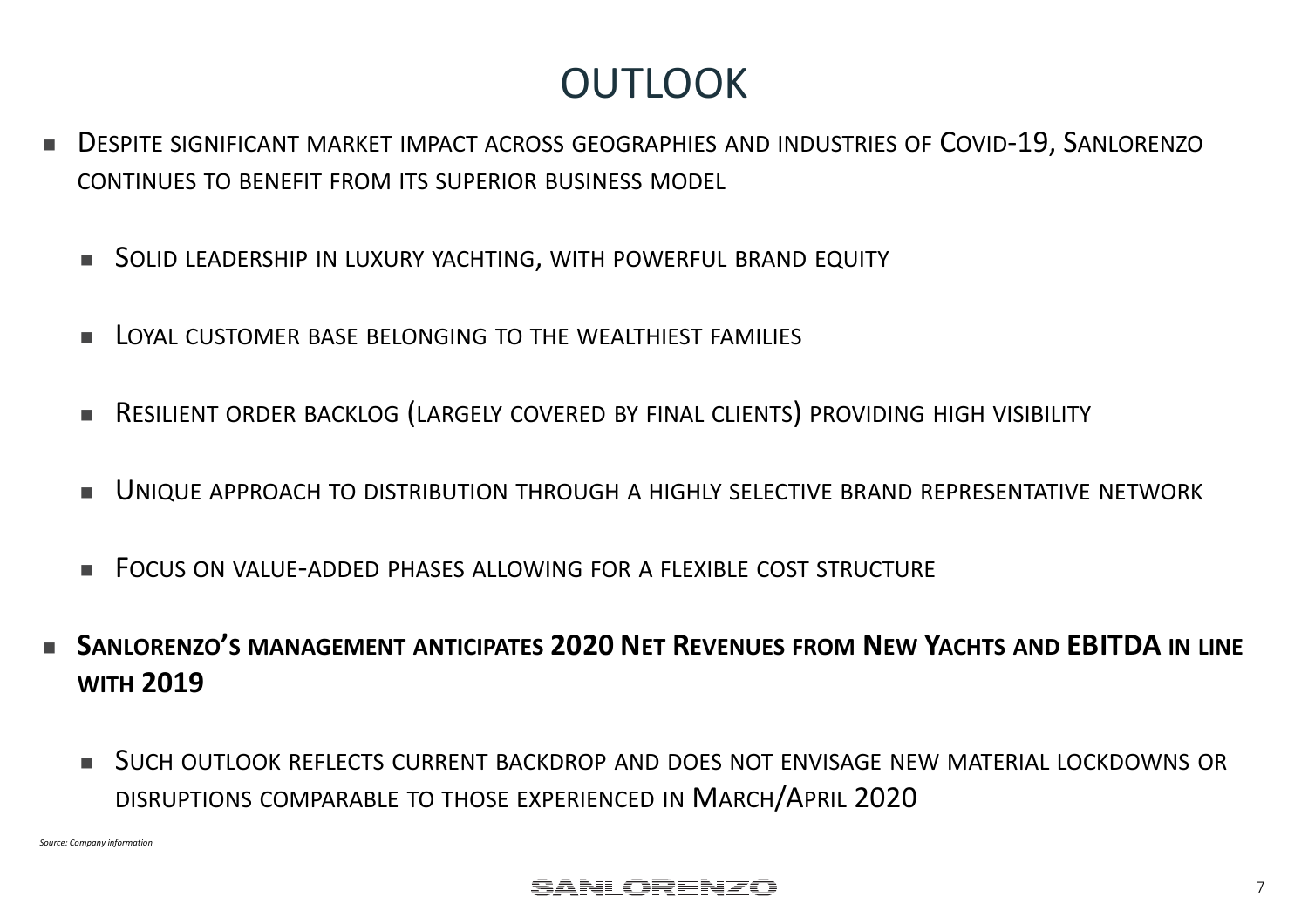# OUTLOOK

- Despite significant market impact across geographies and industries of Covid-19, Sanlorenzo continues to benefit from its superior business model
  - Solid leadership in luxury yachting, with powerful brand equity
  - Loyal customer base belonging to the wealthiest families
  - Resilient order backlog (largely covered by final clients) providing high visibility
  - Unique approach to distribution through a highly selective brand representative network
  - Focus on value-added phases allowing for a flexible cost structure
- **Sanlorenzo's management anticipates 2020 Net Revenues from New Yachts and EBITDA in line with 2019**
  - Such outlook reflects current backdrop and does not envisage new material lockdowns or disruptions comparable to those experienced in March/April 2020

*Source: Company information*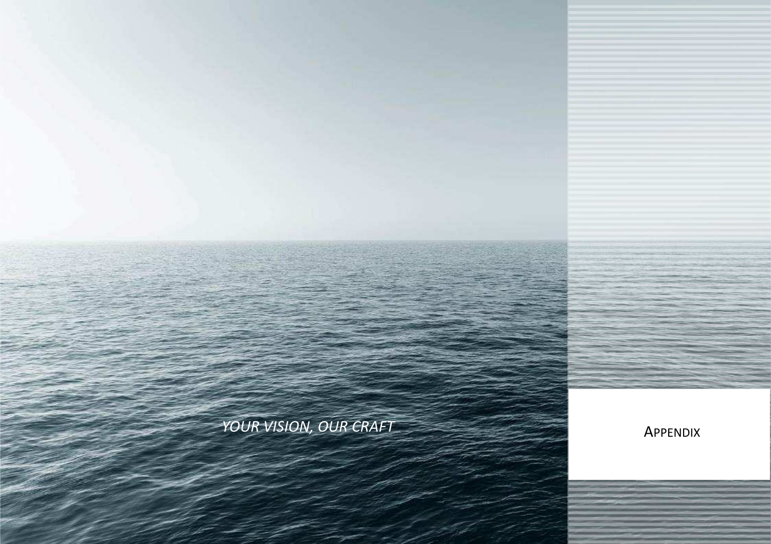*YOUR VISION, OUR CRAFT*

# APPENDIX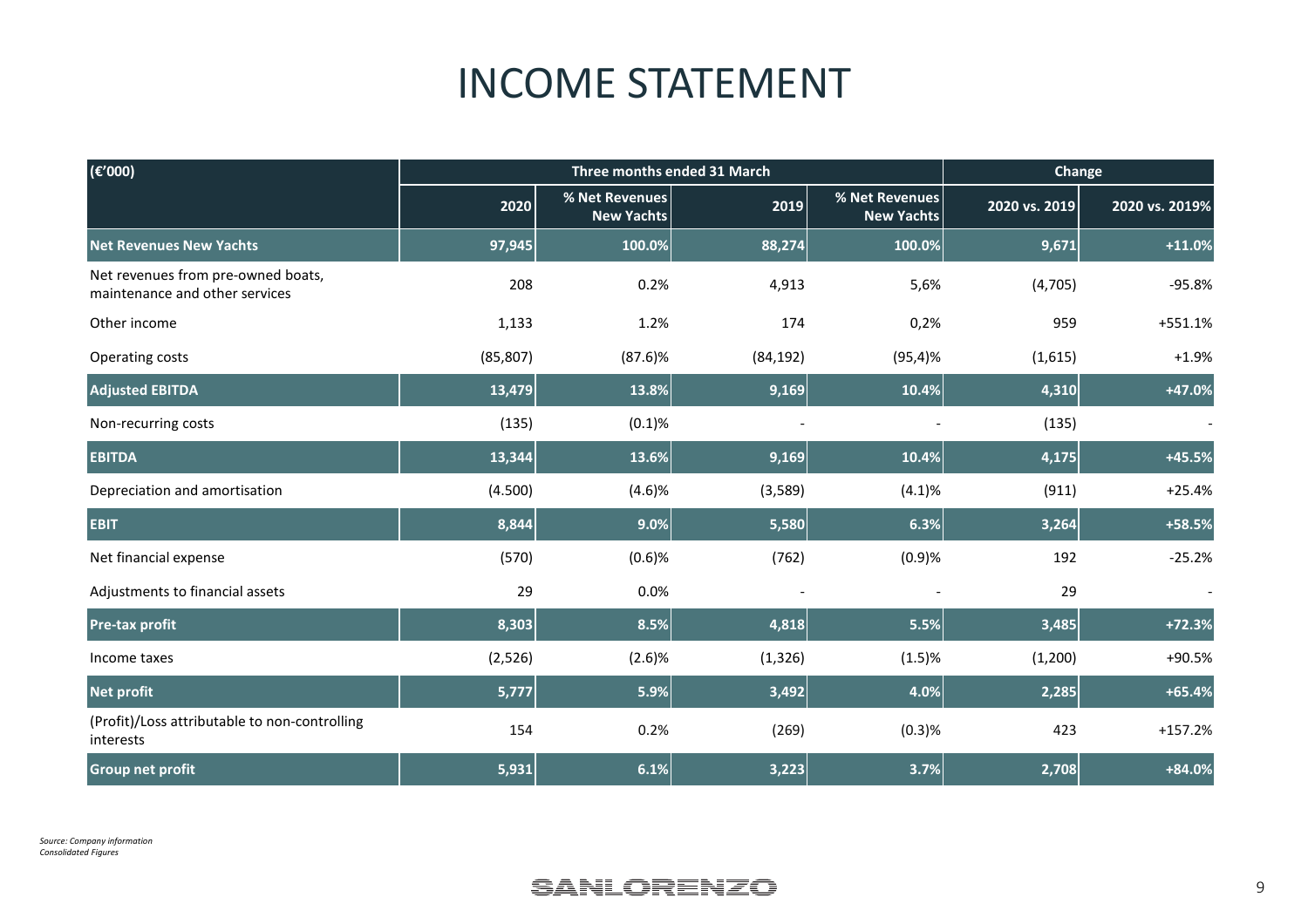# INCOME STATEMENT

| (€'000) | Three months ended 31 March | | | | Change | |
|---|---|---|---|---|---|---|
| | 2020 | % Net Revenues New Yachts | 2019 | % Net Revenues New Yachts | 2020 vs. 2019 | 2020 vs. 2019% |
| **Net Revenues New Yachts** | **97,945** | **100.0%** | **88,274** | **100.0%** | **9,671** | **+11.0%** |
| Net revenues from pre-owned boats, maintenance and other services | 208 | 0.2% | 4,913 | 5,6% | (4,705) | -95.8% |
| Other income | 1,133 | 1.2% | 174 | 0,2% | 959 | +551.1% |
| Operating costs | (85,807) | (87.6)% | (84,192) | (95,4)% | (1,615) | +1.9% |
| **Adjusted EBITDA** | **13,479** | **13.8%** | **9,169** | **10.4%** | **4,310** | **+47.0%** |
| Non-recurring costs | (135) | (0.1)% | - | - | (135) | - |
| **EBITDA** | **13,344** | **13.6%** | **9,169** | **10.4%** | **4,175** | **+45.5%** |
| Depreciation and amortisation | (4.500) | (4.6)% | (3,589) | (4.1)% | (911) | +25.4% |
| **EBIT** | **8,844** | **9.0%** | **5,580** | **6.3%** | **3,264** | **+58.5%** |
| Net financial expense | (570) | (0.6)% | (762) | (0.9)% | 192 | -25.2% |
| Adjustments to financial assets | 29 | 0.0% | - | - | 29 | - |
| **Pre-tax profit** | **8,303** | **8.5%** | **4,818** | **5.5%** | **3,485** | **+72.3%** |
| Income taxes | (2,526) | (2.6)% | (1,326) | (1.5)% | (1,200) | +90.5% |
| **Net profit** | **5,777** | **5.9%** | **3,492** | **4.0%** | **2,285** | **+65.4%** |
| (Profit)/Loss attributable to non-controlling interests | 154 | 0.2% | (269) | (0.3)% | 423 | +157.2% |
| **Group net profit** | **5,931** | **6.1%** | **3,223** | **3.7%** | **2,708** | **+84.0%** |

*Source: Company information*
*Consolidated Figures*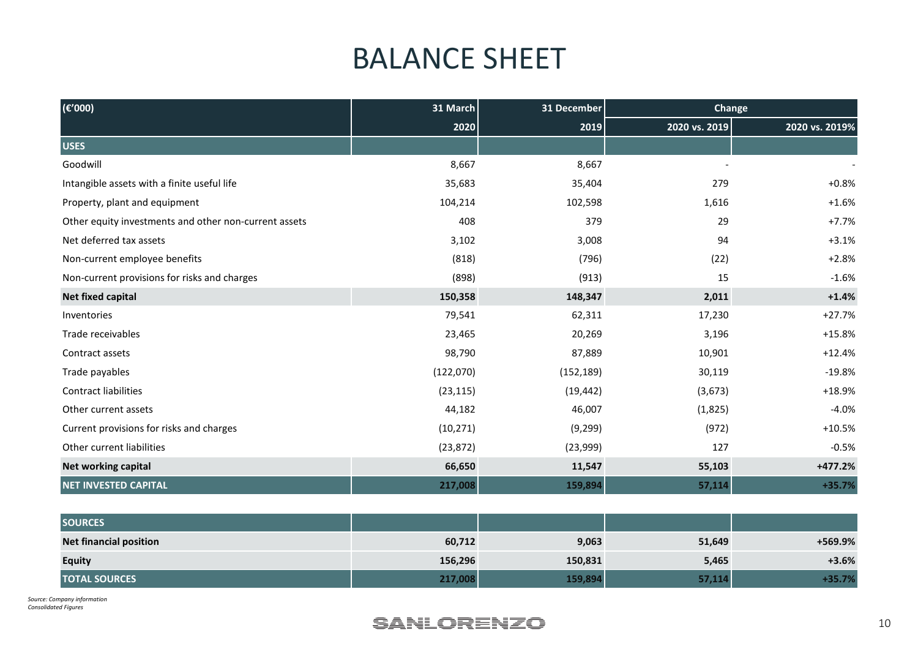# BALANCE SHEET

| (€'000) | 31 March | 31 December | Change | |
|---|---|---|---|---|
| | 2020 | 2019 | 2020 vs. 2019 | 2020 vs. 2019% |
| **USES** | | | | |
| Goodwill | 8,667 | 8,667 | - | - |
| Intangible assets with a finite useful life | 35,683 | 35,404 | 279 | +0.8% |
| Property, plant and equipment | 104,214 | 102,598 | 1,616 | +1.6% |
| Other equity investments and other non-current assets | 408 | 379 | 29 | +7.7% |
| Net deferred tax assets | 3,102 | 3,008 | 94 | +3.1% |
| Non-current employee benefits | (818) | (796) | (22) | +2.8% |
| Non-current provisions for risks and charges | (898) | (913) | 15 | -1.6% |
| **Net fixed capital** | **150,358** | **148,347** | **2,011** | **+1.4%** |
| Inventories | 79,541 | 62,311 | 17,230 | +27.7% |
| Trade receivables | 23,465 | 20,269 | 3,196 | +15.8% |
| Contract assets | 98,790 | 87,889 | 10,901 | +12.4% |
| Trade payables | (122,070) | (152,189) | 30,119 | -19.8% |
| Contract liabilities | (23,115) | (19,442) | (3,673) | +18.9% |
| Other current assets | 44,182 | 46,007 | (1,825) | -4.0% |
| Current provisions for risks and charges | (10,271) | (9,299) | (972) | +10.5% |
| Other current liabilities | (23,872) | (23,999) | 127 | -0.5% |
| **Net working capital** | **66,650** | **11,547** | **55,103** | **+477.2%** |
| **NET INVESTED CAPITAL** | **217,008** | **159,894** | **57,114** | **+35.7%** |
| **SOURCES** | | | | |
| **Net financial position** | **60,712** | **9,063** | **51,649** | **+569.9%** |
| **Equity** | **156,296** | **150,831** | **5,465** | **+3.6%** |
| **TOTAL SOURCES** | **217,008** | **159,894** | **57,114** | **+35.7%** |

*Source: Company information*
*Consolidated Figures*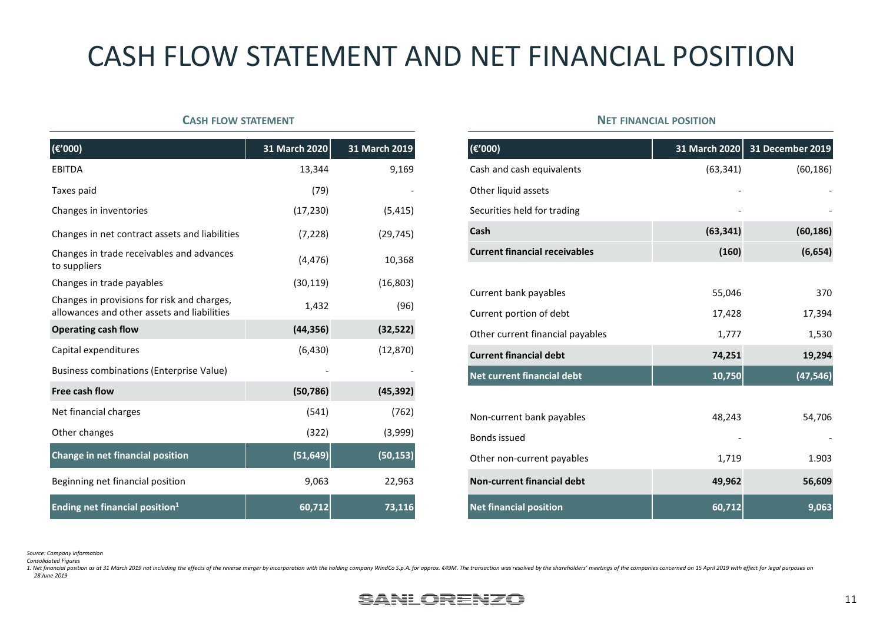# CASH FLOW STATEMENT AND NET FINANCIAL POSITION

### CASH FLOW STATEMENT

| (€'000) | 31 March 2020 | 31 March 2019 |
|---|---|---|
| EBITDA | 13,344 | 9,169 |
| Taxes paid | (79) | - |
| Changes in inventories | (17,230) | (5,415) |
| Changes in net contract assets and liabilities | (7,228) | (29,745) |
| Changes in trade receivables and advances to suppliers | (4,476) | 10,368 |
| Changes in trade payables | (30,119) | (16,803) |
| Changes in provisions for risk and charges, allowances and other assets and liabilities | 1,432 | (96) |
| **Operating cash flow** | **(44,356)** | **(32,522)** |
| Capital expenditures | (6,430) | (12,870) |
| Business combinations (Enterprise Value) | - | - |
| **Free cash flow** | **(50,786)** | **(45,392)** |
| Net financial charges | (541) | (762) |
| Other changes | (322) | (3,999) |
| **Change in net financial position** | **(51,649)** | **(50,153)** |
| Beginning net financial position | 9,063 | 22,963 |
| **Ending net financial position[1]** | **60,712** | **73,116** |

### NET FINANCIAL POSITION

| (€'000) | 31 March 2020 | 31 December 2019 |
|---|---|---|
| Cash and cash equivalents | (63,341) | (60,186) |
| Other liquid assets | - | - |
| Securities held for trading | - | - |
| **Cash** | **(63,341)** | **(60,186)** |
| **Current financial receivables** | **(160)** | **(6,654)** |
| Current bank payables | 55,046 | 370 |
| Current portion of debt | 17,428 | 17,394 |
| Other current financial payables | 1,777 | 1,530 |
| **Current financial debt** | **74,251** | **19,294** |
| **Net current financial debt** | **10,750** | **(47,546)** |
| Non-current bank payables | 48,243 | 54,706 |
| Bonds issued | - | - |
| Other non-current payables | 1,719 | 1.903 |
| **Non-current financial debt** | **49,962** | **56,609** |
| **Net financial position** | **60,712** | **9,063** |

*Source: Company information*

*Consolidated Figures*

*1. Net financial position as at 31 March 2019 not including the effects of the reverse merger by incorporation with the holding company WindCo S.p.A. for approx. €49M. The transaction was resolved by the shareholders' meetings of the companies concerned on 15 April 2019 with effect for legal purposes on 28 June 2019*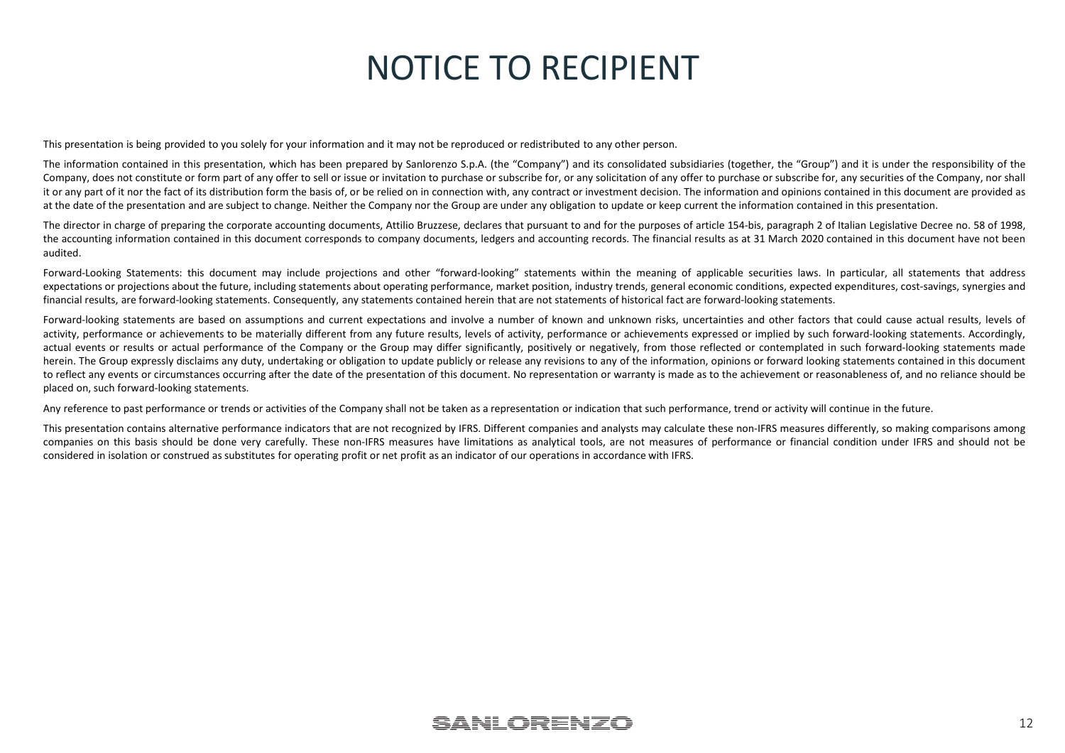# NOTICE TO RECIPIENT

This presentation is being provided to you solely for your information and it may not be reproduced or redistributed to any other person.

The information contained in this presentation, which has been prepared by Sanlorenzo S.p.A. (the "Company") and its consolidated subsidiaries (together, the "Group") and it is under the responsibility of the Company, does not constitute or form part of any offer to sell or issue or invitation to purchase or subscribe for, or any solicitation of any offer to purchase or subscribe for, any securities of the Company, nor shall it or any part of it nor the fact of its distribution form the basis of, or be relied on in connection with, any contract or investment decision. The information and opinions contained in this document are provided as at the date of the presentation and are subject to change. Neither the Company nor the Group are under any obligation to update or keep current the information contained in this presentation.

The director in charge of preparing the corporate accounting documents, Attilio Bruzzese, declares that pursuant to and for the purposes of article 154-bis, paragraph 2 of Italian Legislative Decree no. 58 of 1998, the accounting information contained in this document corresponds to company documents, ledgers and accounting records. The financial results as at 31 March 2020 contained in this document have not been audited.

Forward-Looking Statements: this document may include projections and other "forward-looking" statements within the meaning of applicable securities laws. In particular, all statements that address expectations or projections about the future, including statements about operating performance, market position, industry trends, general economic conditions, expected expenditures, cost-savings, synergies and financial results, are forward-looking statements. Consequently, any statements contained herein that are not statements of historical fact are forward-looking statements.

Forward-looking statements are based on assumptions and current expectations and involve a number of known and unknown risks, uncertainties and other factors that could cause actual results, levels of activity, performance or achievements to be materially different from any future results, levels of activity, performance or achievements expressed or implied by such forward-looking statements. Accordingly, actual events or results or actual performance of the Company or the Group may differ significantly, positively or negatively, from those reflected or contemplated in such forward-looking statements made herein. The Group expressly disclaims any duty, undertaking or obligation to update publicly or release any revisions to any of the information, opinions or forward looking statements contained in this document to reflect any events or circumstances occurring after the date of the presentation of this document. No representation or warranty is made as to the achievement or reasonableness of, and no reliance should be placed on, such forward-looking statements.

Any reference to past performance or trends or activities of the Company shall not be taken as a representation or indication that such performance, trend or activity will continue in the future.

This presentation contains alternative performance indicators that are not recognized by IFRS. Different companies and analysts may calculate these non-IFRS measures differently, so making comparisons among companies on this basis should be done very carefully. These non-IFRS measures have limitations as analytical tools, are not measures of performance or financial condition under IFRS and should not be considered in isolation or construed as substitutes for operating profit or net profit as an indicator of our operations in accordance with IFRS.